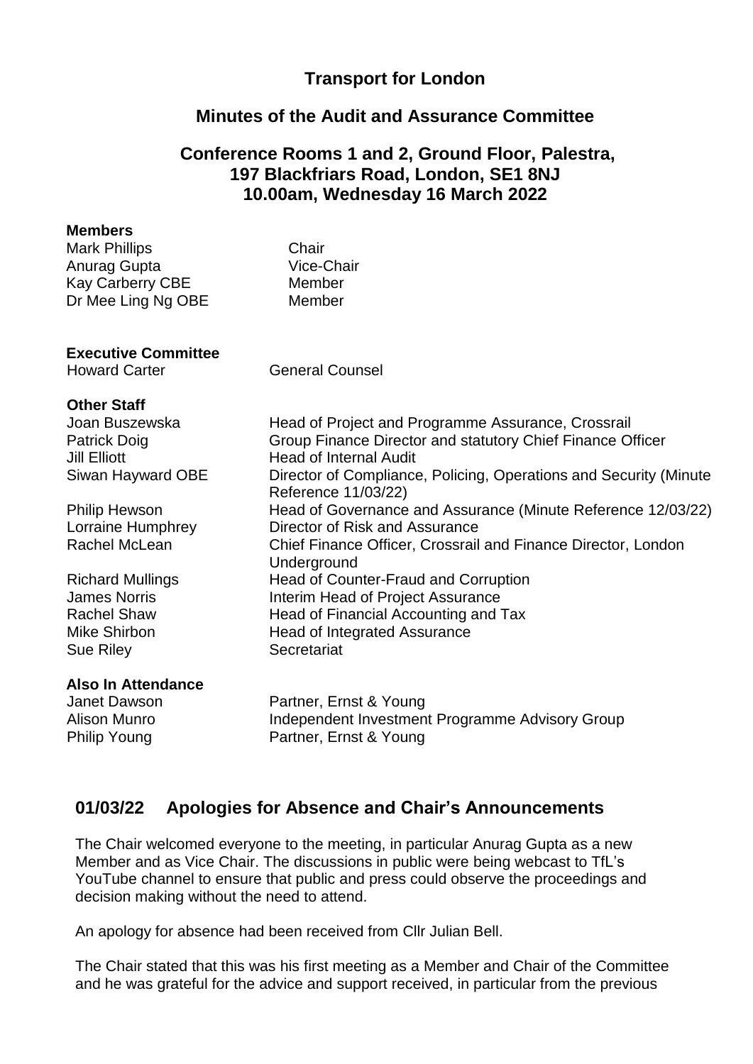# Transport for London

## Minutes of the Audit and Assurance Committee

### Conference Rooms 1 and 2, Ground Floor, Palestra, 197 Blackfriars Road, London, SE1 8NJ 10.00am, Wednesday 16 March 2022

**Members**

| | |
|---|---|
| Mark Phillips | Chair |
| Anurag Gupta | Vice-Chair |
| Kay Carberry CBE | Member |
| Dr Mee Ling Ng OBE | Member |

**Executive Committee**

| | |
|---|---|
| Howard Carter | General Counsel |

**Other Staff**

| | |
|---|---|
| Joan Buszewska | Head of Project and Programme Assurance, Crossrail |
| Patrick Doig | Group Finance Director and statutory Chief Finance Officer |
| Jill Elliott | Head of Internal Audit |
| Siwan Hayward OBE | Director of Compliance, Policing, Operations and Security (Minute Reference 11/03/22) |
| Philip Hewson | Head of Governance and Assurance (Minute Reference 12/03/22) |
| Lorraine Humphrey | Director of Risk and Assurance |
| Rachel McLean | Chief Finance Officer, Crossrail and Finance Director, London Underground |
| Richard Mullings | Head of Counter-Fraud and Corruption |
| James Norris | Interim Head of Project Assurance |
| Rachel Shaw | Head of Financial Accounting and Tax |
| Mike Shirbon | Head of Integrated Assurance |
| Sue Riley | Secretariat |

**Also In Attendance**

| | |
|---|---|
| Janet Dawson | Partner, Ernst & Young |
| Alison Munro | Independent Investment Programme Advisory Group |
| Philip Young | Partner, Ernst & Young |

## 01/03/22 Apologies for Absence and Chair's Announcements

The Chair welcomed everyone to the meeting, in particular Anurag Gupta as a new Member and as Vice Chair. The discussions in public were being webcast to TfL's YouTube channel to ensure that public and press could observe the proceedings and decision making without the need to attend.

An apology for absence had been received from Cllr Julian Bell.

The Chair stated that this was his first meeting as a Member and Chair of the Committee and he was grateful for the advice and support received, in particular from the previous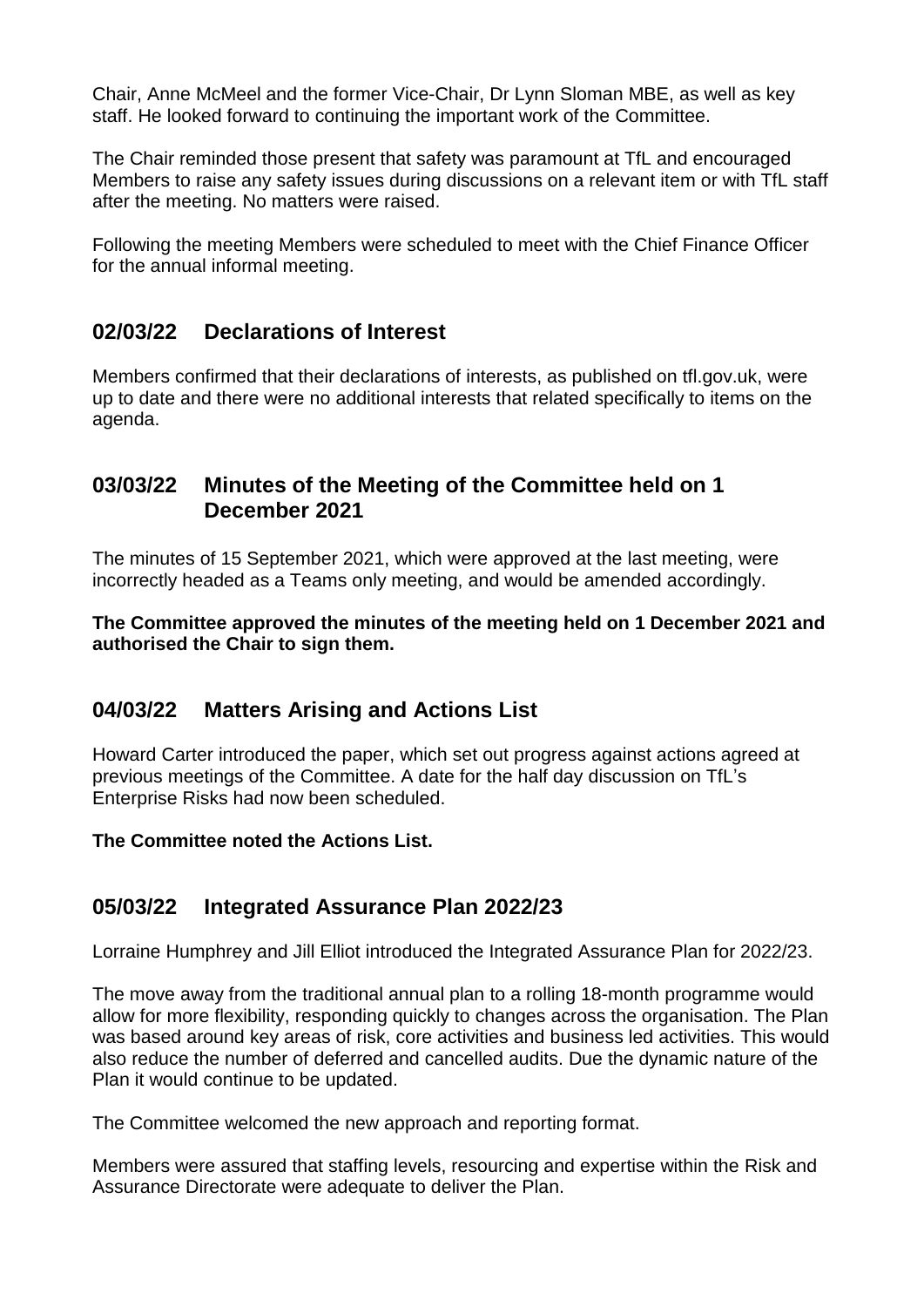Chair, Anne McMeel and the former Vice-Chair, Dr Lynn Sloman MBE, as well as key staff. He looked forward to continuing the important work of the Committee.

The Chair reminded those present that safety was paramount at TfL and encouraged Members to raise any safety issues during discussions on a relevant item or with TfL staff after the meeting. No matters were raised.

Following the meeting Members were scheduled to meet with the Chief Finance Officer for the annual informal meeting.

## 02/03/22 Declarations of Interest

Members confirmed that their declarations of interests, as published on tfl.gov.uk, were up to date and there were no additional interests that related specifically to items on the agenda.

## 03/03/22 Minutes of the Meeting of the Committee held on 1 December 2021

The minutes of 15 September 2021, which were approved at the last meeting, were incorrectly headed as a Teams only meeting, and would be amended accordingly.

**The Committee approved the minutes of the meeting held on 1 December 2021 and authorised the Chair to sign them.**

## 04/03/22 Matters Arising and Actions List

Howard Carter introduced the paper, which set out progress against actions agreed at previous meetings of the Committee. A date for the half day discussion on TfL's Enterprise Risks had now been scheduled.

**The Committee noted the Actions List.**

## 05/03/22 Integrated Assurance Plan 2022/23

Lorraine Humphrey and Jill Elliot introduced the Integrated Assurance Plan for 2022/23.

The move away from the traditional annual plan to a rolling 18-month programme would allow for more flexibility, responding quickly to changes across the organisation. The Plan was based around key areas of risk, core activities and business led activities. This would also reduce the number of deferred and cancelled audits. Due the dynamic nature of the Plan it would continue to be updated.

The Committee welcomed the new approach and reporting format.

Members were assured that staffing levels, resourcing and expertise within the Risk and Assurance Directorate were adequate to deliver the Plan.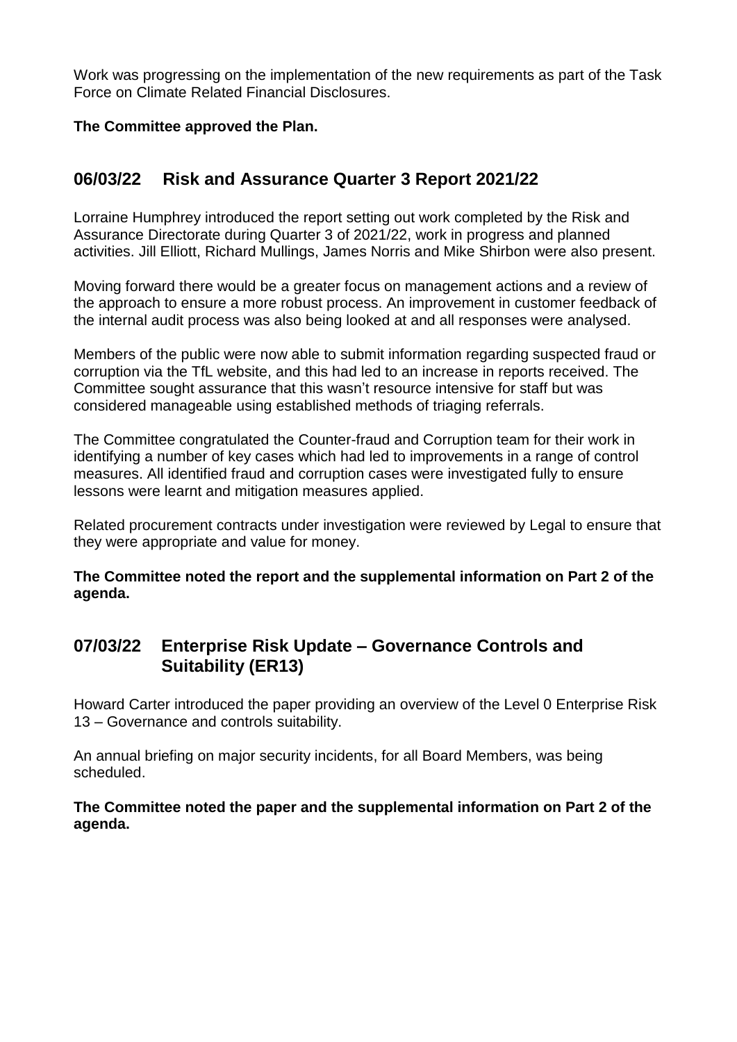Work was progressing on the implementation of the new requirements as part of the Task Force on Climate Related Financial Disclosures.

**The Committee approved the Plan.**

## 06/03/22 Risk and Assurance Quarter 3 Report 2021/22

Lorraine Humphrey introduced the report setting out work completed by the Risk and Assurance Directorate during Quarter 3 of 2021/22, work in progress and planned activities. Jill Elliott, Richard Mullings, James Norris and Mike Shirbon were also present.

Moving forward there would be a greater focus on management actions and a review of the approach to ensure a more robust process. An improvement in customer feedback of the internal audit process was also being looked at and all responses were analysed.

Members of the public were now able to submit information regarding suspected fraud or corruption via the TfL website, and this had led to an increase in reports received. The Committee sought assurance that this wasn't resource intensive for staff but was considered manageable using established methods of triaging referrals.

The Committee congratulated the Counter-fraud and Corruption team for their work in identifying a number of key cases which had led to improvements in a range of control measures. All identified fraud and corruption cases were investigated fully to ensure lessons were learnt and mitigation measures applied.

Related procurement contracts under investigation were reviewed by Legal to ensure that they were appropriate and value for money.

**The Committee noted the report and the supplemental information on Part 2 of the agenda.**

## 07/03/22 Enterprise Risk Update – Governance Controls and Suitability (ER13)

Howard Carter introduced the paper providing an overview of the Level 0 Enterprise Risk 13 – Governance and controls suitability.

An annual briefing on major security incidents, for all Board Members, was being scheduled.

**The Committee noted the paper and the supplemental information on Part 2 of the agenda.**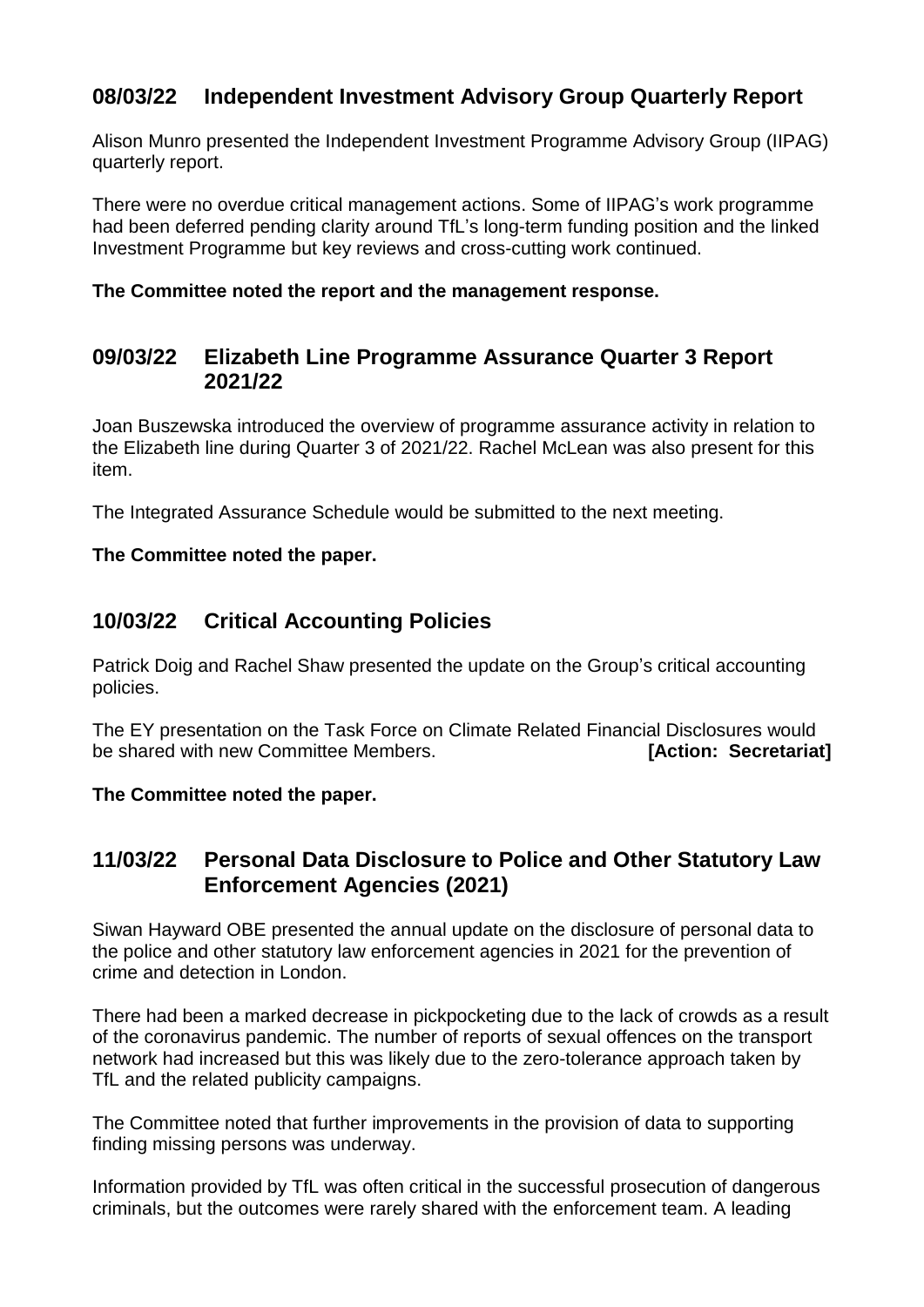## 08/03/22 Independent Investment Advisory Group Quarterly Report

Alison Munro presented the Independent Investment Programme Advisory Group (IIPAG) quarterly report.

There were no overdue critical management actions. Some of IIPAG's work programme had been deferred pending clarity around TfL's long-term funding position and the linked Investment Programme but key reviews and cross-cutting work continued.

**The Committee noted the report and the management response.**

## 09/03/22 Elizabeth Line Programme Assurance Quarter 3 Report 2021/22

Joan Buszewska introduced the overview of programme assurance activity in relation to the Elizabeth line during Quarter 3 of 2021/22. Rachel McLean was also present for this item.

The Integrated Assurance Schedule would be submitted to the next meeting.

**The Committee noted the paper.**

## 10/03/22 Critical Accounting Policies

Patrick Doig and Rachel Shaw presented the update on the Group's critical accounting policies.

The EY presentation on the Task Force on Climate Related Financial Disclosures would be shared with new Committee Members. **[Action: Secretariat]**

**The Committee noted the paper.**

## 11/03/22 Personal Data Disclosure to Police and Other Statutory Law Enforcement Agencies (2021)

Siwan Hayward OBE presented the annual update on the disclosure of personal data to the police and other statutory law enforcement agencies in 2021 for the prevention of crime and detection in London.

There had been a marked decrease in pickpocketing due to the lack of crowds as a result of the coronavirus pandemic. The number of reports of sexual offences on the transport network had increased but this was likely due to the zero-tolerance approach taken by TfL and the related publicity campaigns.

The Committee noted that further improvements in the provision of data to supporting finding missing persons was underway.

Information provided by TfL was often critical in the successful prosecution of dangerous criminals, but the outcomes were rarely shared with the enforcement team. A leading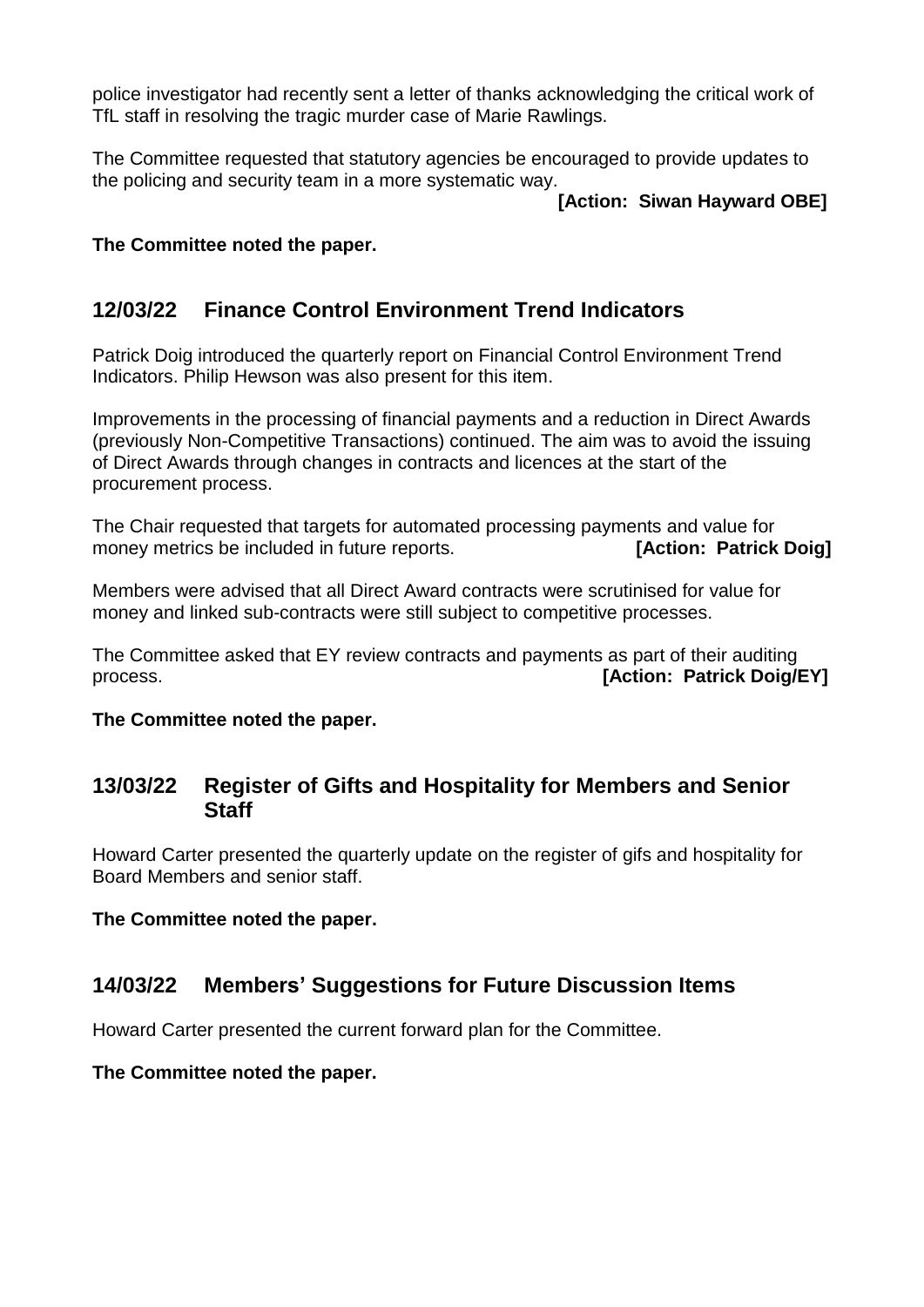police investigator had recently sent a letter of thanks acknowledging the critical work of TfL staff in resolving the tragic murder case of Marie Rawlings.

The Committee requested that statutory agencies be encouraged to provide updates to the policing and security team in a more systematic way.

**[Action: Siwan Hayward OBE]**

**The Committee noted the paper.**

## 12/03/22 Finance Control Environment Trend Indicators

Patrick Doig introduced the quarterly report on Financial Control Environment Trend Indicators. Philip Hewson was also present for this item.

Improvements in the processing of financial payments and a reduction in Direct Awards (previously Non-Competitive Transactions) continued. The aim was to avoid the issuing of Direct Awards through changes in contracts and licences at the start of the procurement process.

The Chair requested that targets for automated processing payments and value for money metrics be included in future reports. **[Action: Patrick Doig]**

Members were advised that all Direct Award contracts were scrutinised for value for money and linked sub-contracts were still subject to competitive processes.

The Committee asked that EY review contracts and payments as part of their auditing process. **[Action: Patrick Doig/EY]**

**The Committee noted the paper.**

## 13/03/22 Register of Gifts and Hospitality for Members and Senior Staff

Howard Carter presented the quarterly update on the register of gifs and hospitality for Board Members and senior staff.

**The Committee noted the paper.**

## 14/03/22 Members' Suggestions for Future Discussion Items

Howard Carter presented the current forward plan for the Committee.

**The Committee noted the paper.**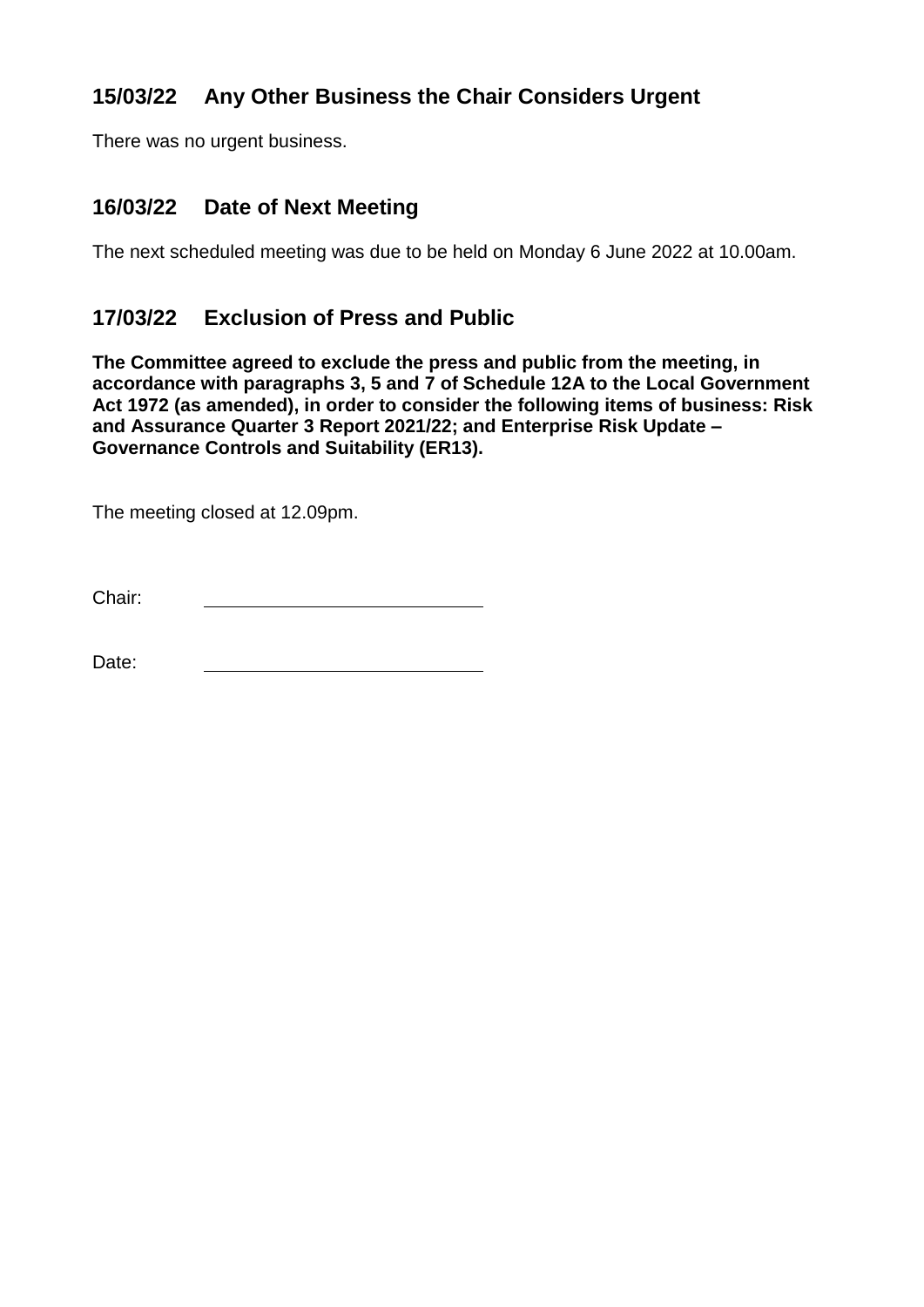## 15/03/22 Any Other Business the Chair Considers Urgent

There was no urgent business.

## 16/03/22 Date of Next Meeting

The next scheduled meeting was due to be held on Monday 6 June 2022 at 10.00am.

## 17/03/22 Exclusion of Press and Public

**The Committee agreed to exclude the press and public from the meeting, in accordance with paragraphs 3, 5 and 7 of Schedule 12A to the Local Government Act 1972 (as amended), in order to consider the following items of business: Risk and Assurance Quarter 3 Report 2021/22; and Enterprise Risk Update – Governance Controls and Suitability (ER13).**

The meeting closed at 12.09pm.

Chair: \_\_\_\_\_\_\_\_\_\_\_\_\_\_\_\_\_\_\_\_\_\_\_\_\_\_

Date: \_\_\_\_\_\_\_\_\_\_\_\_\_\_\_\_\_\_\_\_\_\_\_\_\_\_